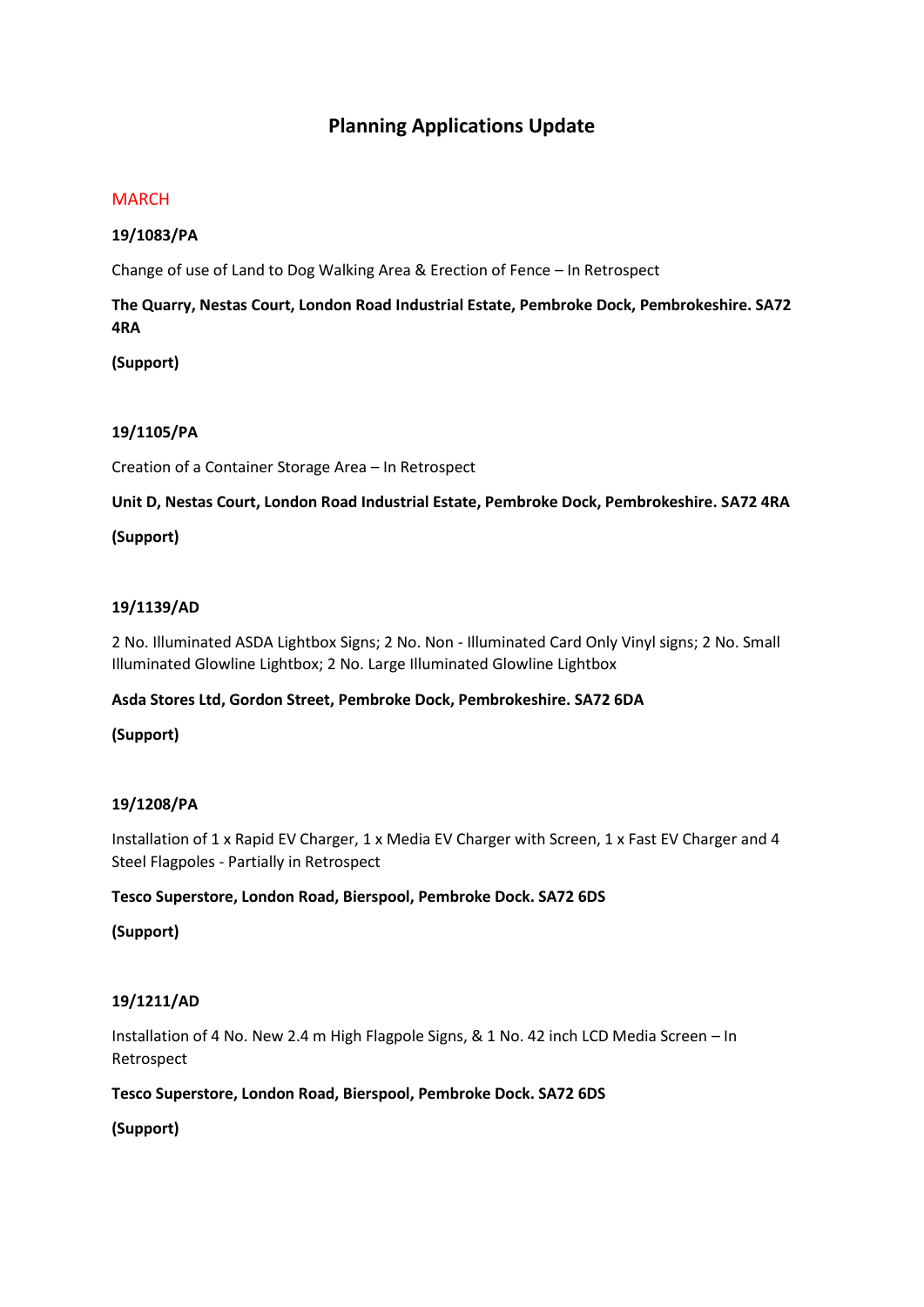# Planning Applications Update

MARCH

**19/1083/PA**

Change of use of Land to Dog Walking Area & Erection of Fence – In Retrospect

**The Quarry, Nestas Court, London Road Industrial Estate, Pembroke Dock, Pembrokeshire. SA72 4RA**

**(Support)**

**19/1105/PA**

Creation of a Container Storage Area – In Retrospect

**Unit D, Nestas Court, London Road Industrial Estate, Pembroke Dock, Pembrokeshire. SA72 4RA**

**(Support)**

**19/1139/AD**

2 No. Illuminated ASDA Lightbox Signs; 2 No. Non - Illuminated Card Only Vinyl signs; 2 No. Small Illuminated Glowline Lightbox; 2 No. Large Illuminated Glowline Lightbox

**Asda Stores Ltd, Gordon Street, Pembroke Dock, Pembrokeshire. SA72 6DA**

**(Support)**

**19/1208/PA**

Installation of 1 x Rapid EV Charger, 1 x Media EV Charger with Screen, 1 x Fast EV Charger and 4 Steel Flagpoles - Partially in Retrospect

**Tesco Superstore, London Road, Bierspool, Pembroke Dock. SA72 6DS**

**(Support)**

**19/1211/AD**

Installation of 4 No. New 2.4 m High Flagpole Signs, & 1 No. 42 inch LCD Media Screen – In Retrospect

**Tesco Superstore, London Road, Bierspool, Pembroke Dock. SA72 6DS**

**(Support)**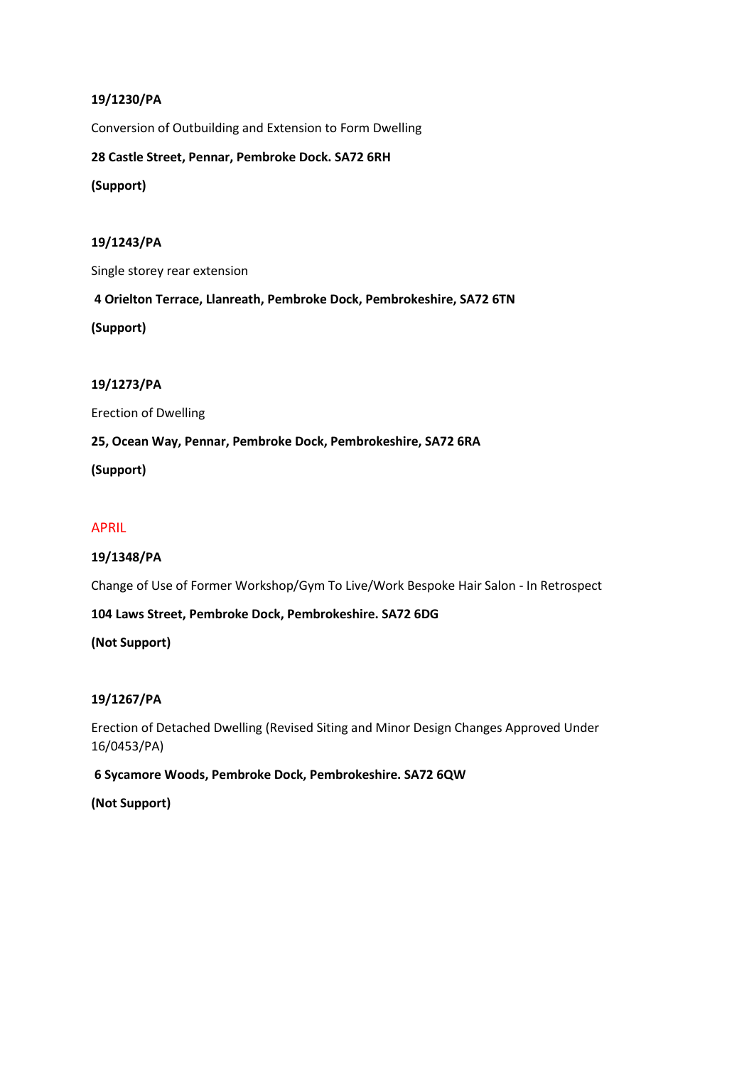**19/1230/PA**

Conversion of Outbuilding and Extension to Form Dwelling

**28 Castle Street, Pennar, Pembroke Dock. SA72 6RH**

**(Support)**

**19/1243/PA**

Single storey rear extension

**4 Orielton Terrace, Llanreath, Pembroke Dock, Pembrokeshire, SA72 6TN**

**(Support)**

**19/1273/PA**

Erection of Dwelling

**25, Ocean Way, Pennar, Pembroke Dock, Pembrokeshire, SA72 6RA**

**(Support)**

## APRIL

**19/1348/PA**

Change of Use of Former Workshop/Gym To Live/Work Bespoke Hair Salon - In Retrospect

**104 Laws Street, Pembroke Dock, Pembrokeshire. SA72 6DG**

**(Not Support)**

**19/1267/PA**

Erection of Detached Dwelling (Revised Siting and Minor Design Changes Approved Under 16/0453/PA)

**6 Sycamore Woods, Pembroke Dock, Pembrokeshire. SA72 6QW**

**(Not Support)**